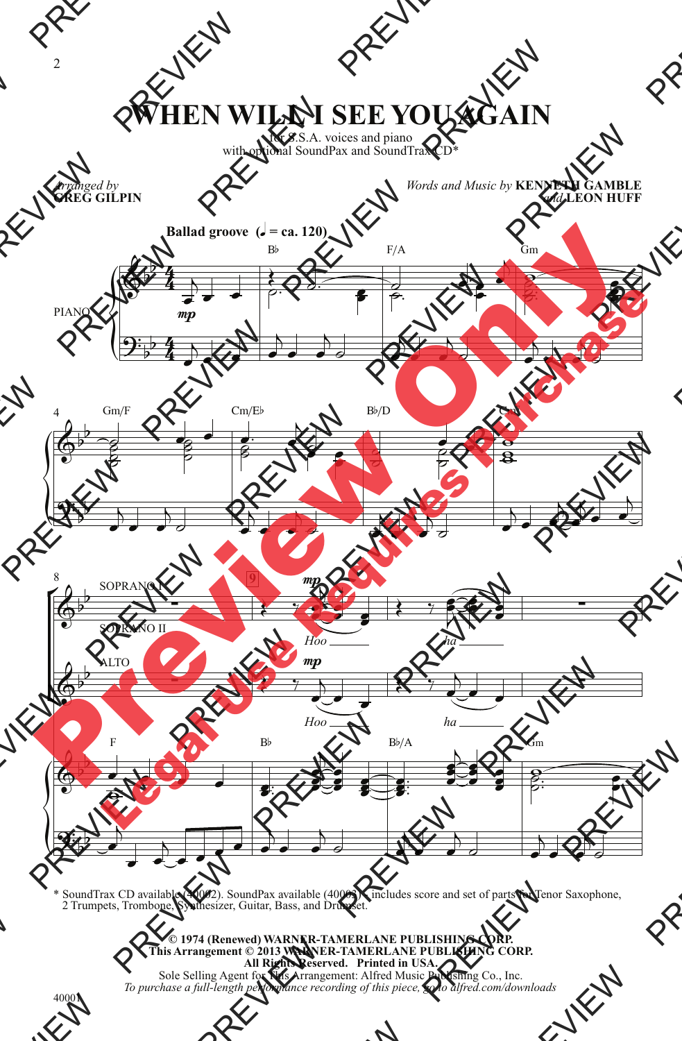# WHEN WILL I SEE YOU AGAIN

for S.S.A. voices and piano
with optional SoundPax and SoundTrax CD*

*Arranged by*
**GREG GILPIN**

*Words and Music by* **KENNETH GAMBLE**
*and* **LEON HUFF**

**Ballad groove** (♩ = ca. 120)

\* SoundTrax CD available (40002). SoundPax available (40003) - includes score and set of parts for Tenor Saxophone, 2 Trumpets, Trombone, Synthesizer, Guitar, Bass, and Drumset.

**© 1974 (Renewed) WARNER-TAMERLANE PUBLISHING CORP.**
**This Arrangement © 2013 WARNER-TAMERLANE PUBLISHING CORP.**
**All Rights Reserved. Printed in USA.**
Sole Selling Agent for This Arrangement: Alfred Music Publishing Co., Inc.
*To purchase a full-length performance recording of this piece, go to alfred.com/downloads*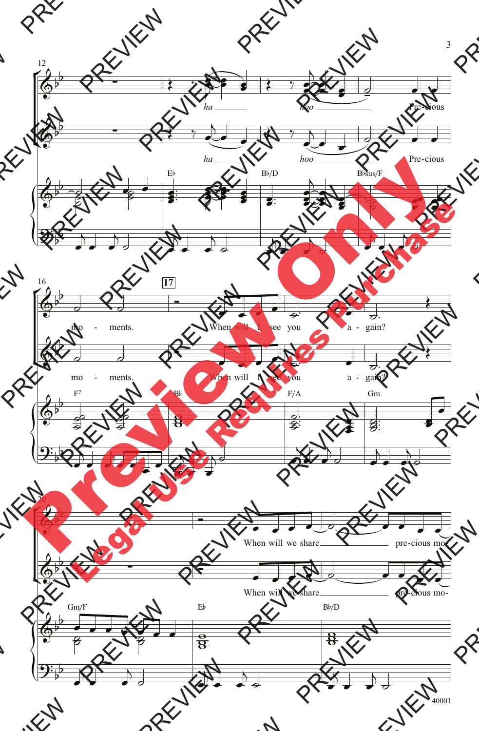ha ha hoo hoo Pre-cious mo - ments.

When will I see you a - gain?

When will we share pre-cious mo-

E♭ B♭/D B♭sus/F F7 B♭ F/A Gm Gm/F E♭ B♭/D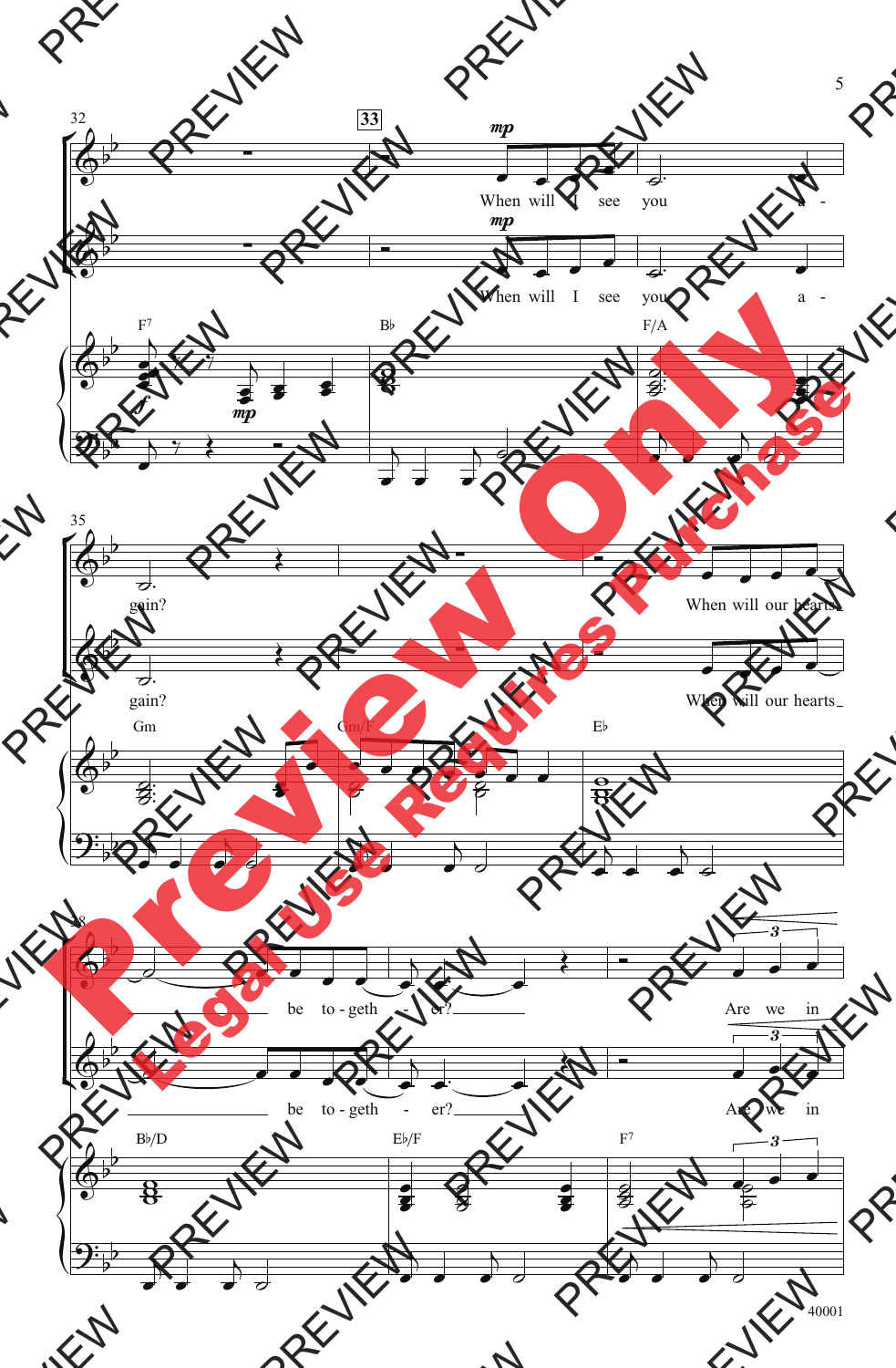When will I see you again?

When will our hearts be together?

Are we in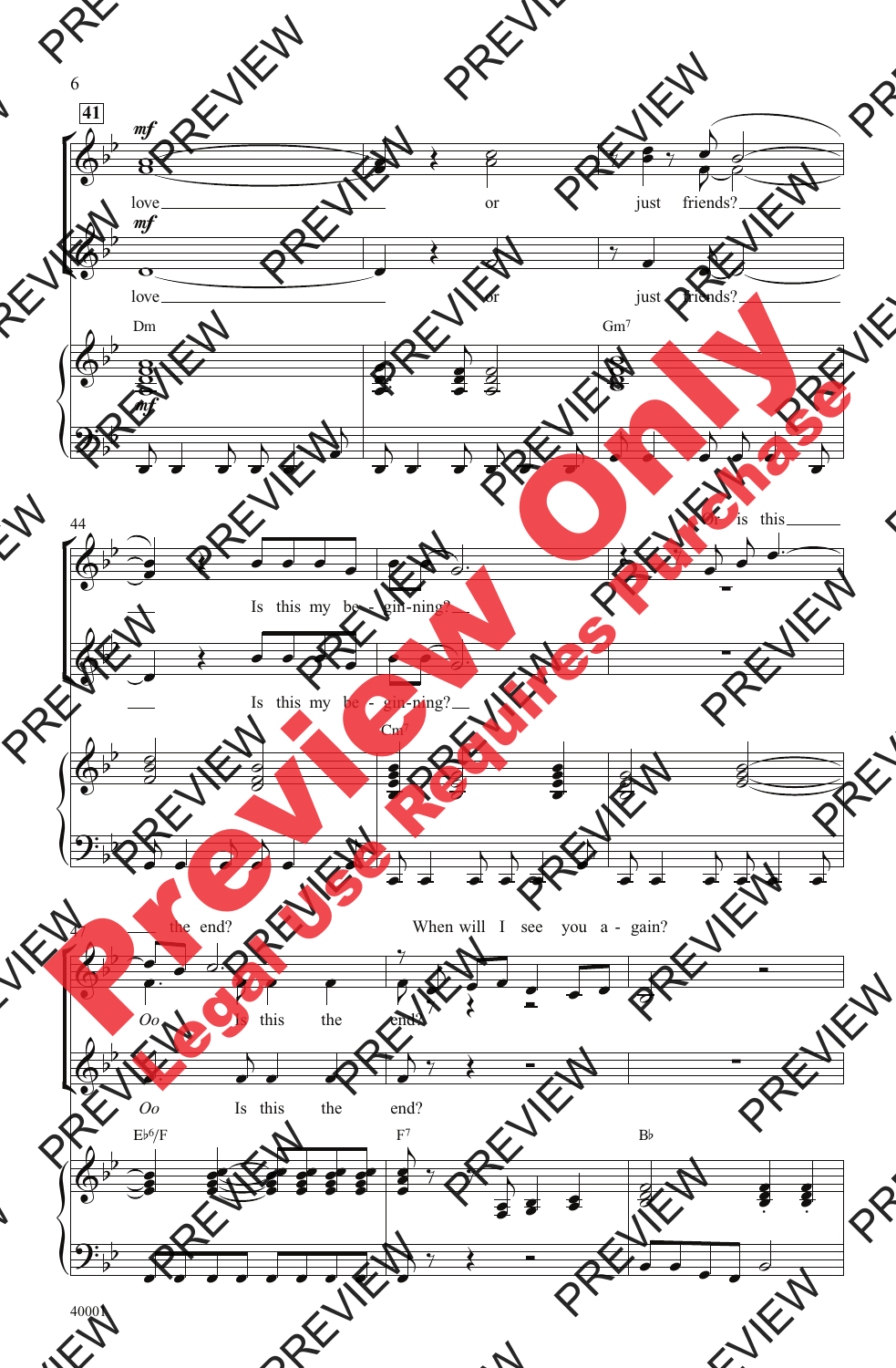41

mf

love ___ or just friends? ___

mf

love ___ or just friends? ___

Dm

Gm7

44

Is this my be - gin-ning? ___ Or is this ___

___ Is this my be - gin-ning? ___

Cm7

47

the end? When will I see you a - gain?

Oo Is this the end?

Oo Is this the end?

E♭6/F

F7

B♭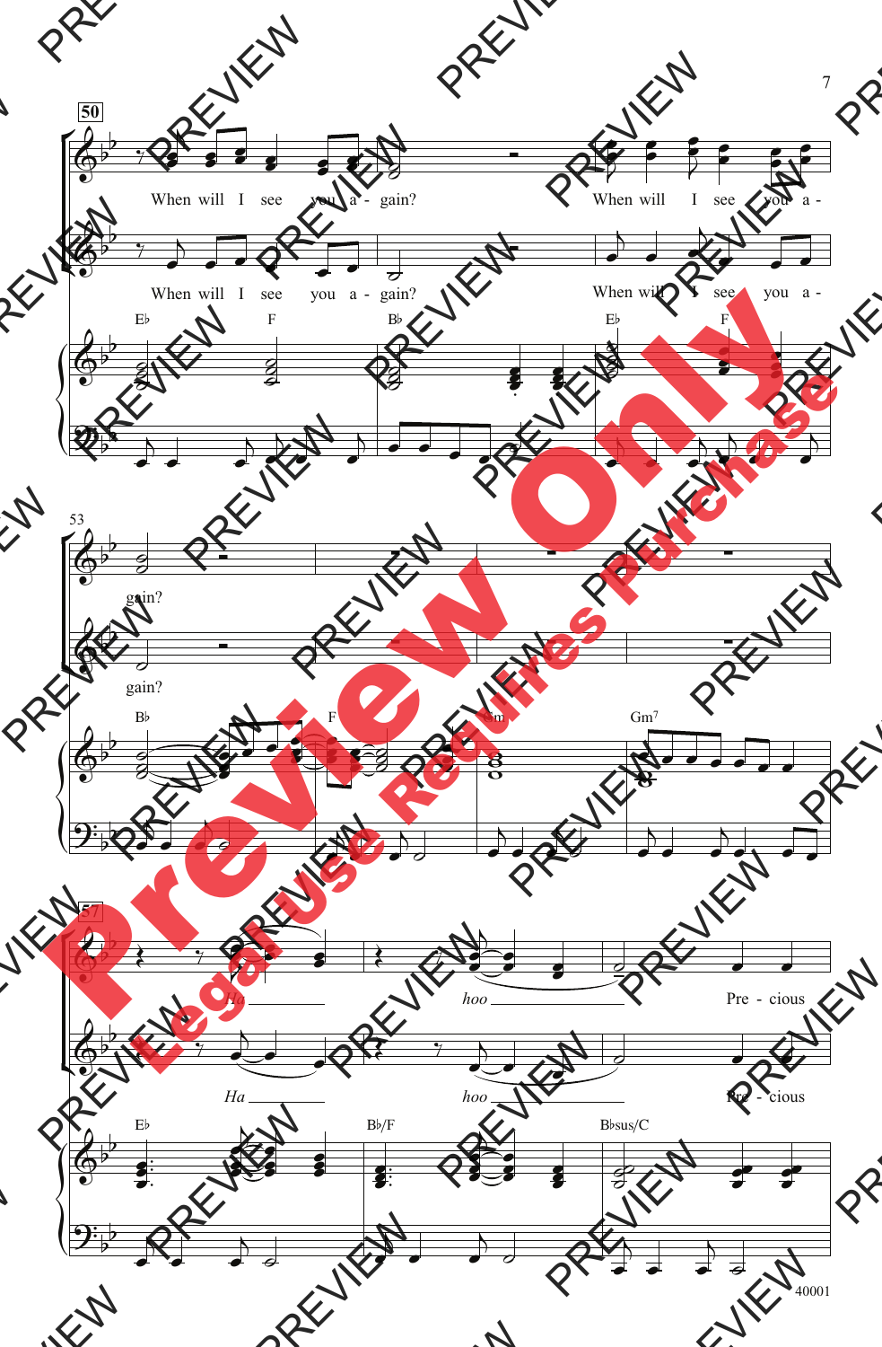50

When will I see you a - gain?

When will I see you a - gain?

E♭ F B♭ E♭ F

When will I see you a -

When will I see you a -

53

gain?

gain?

B♭ F Gm Gm7

57

*Ha* *hoo* Pre - cious

*Ha* *hoo* Pre - cious

E♭ B♭/F B♭sus/C

40001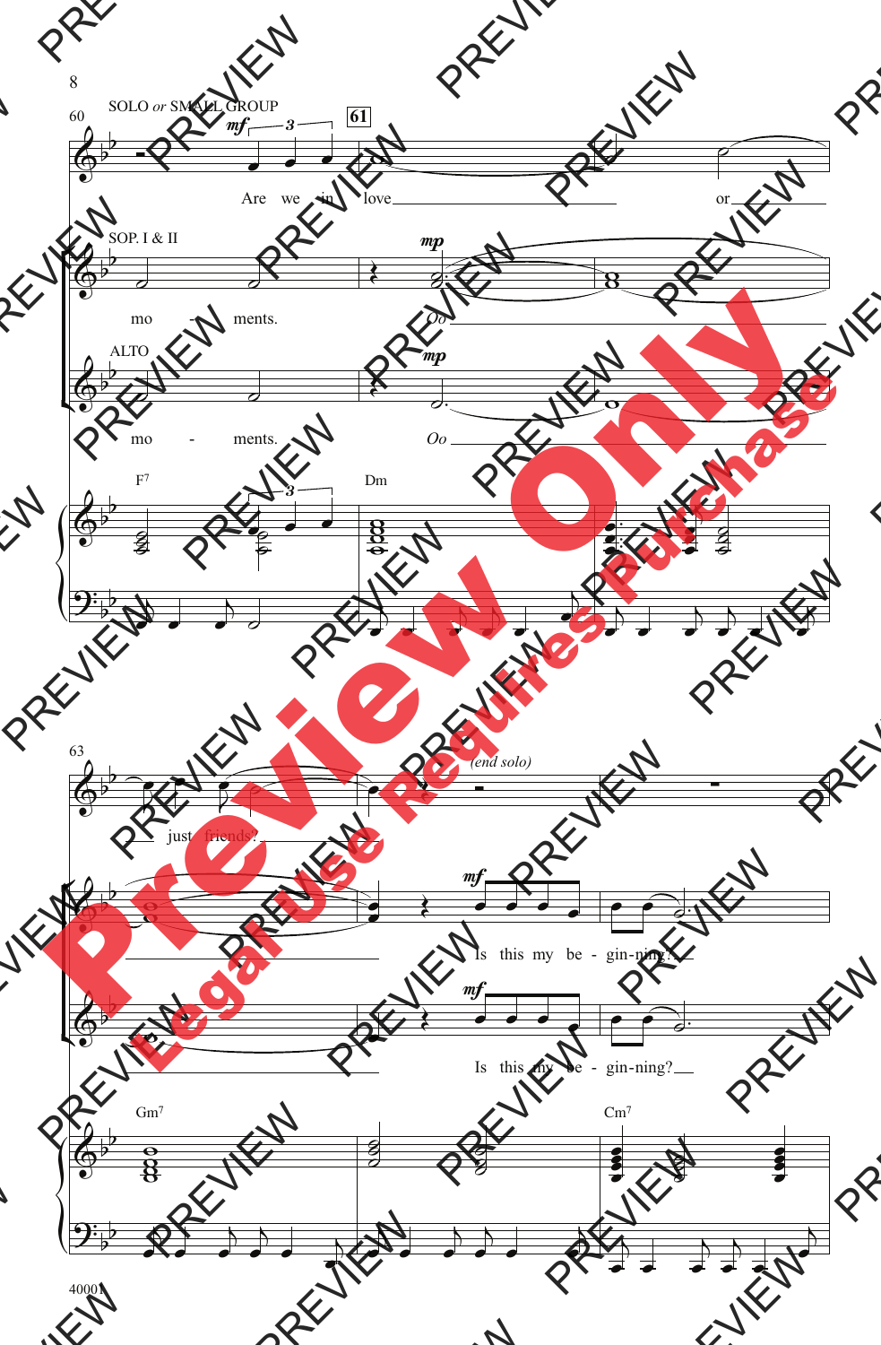SOLO *or* SMALL GROUP

Are we in love or just friends?

*(end solo)*

SOP. I & II

mo - ments. Oo

Is this my be - gin-ning?

ALTO

mo - ments. Oo

Is this my be - gin-ning?

F7 Dm Gm7 Cm7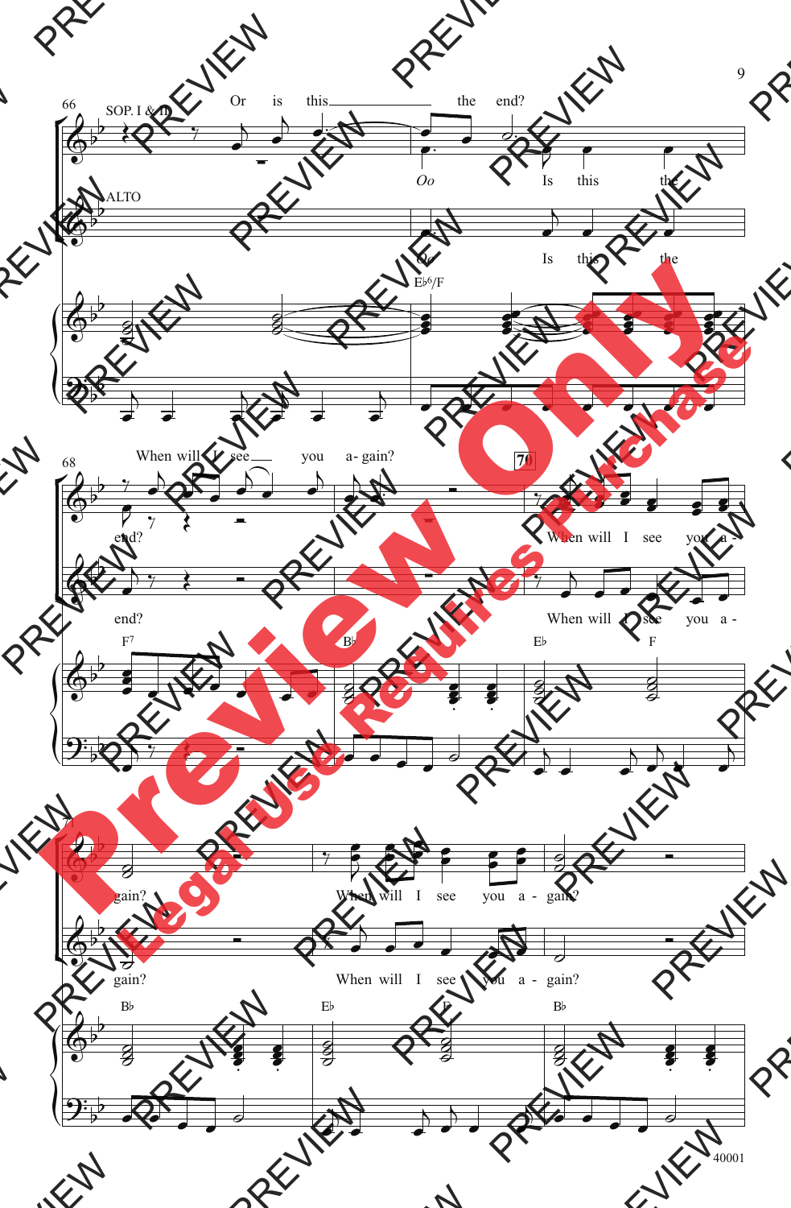SOP. I & II

Or is this the end?

*Oo* Is this the end?

ALTO

*Oo* Is this the end?

E♭6/F

When will I see you a- gain?

70

When will I see you a - gain?

When will I see you a - gain?

F7 B♭ E♭ F

When will I see you a - gain?

When will I see you a - gain?

B♭ E♭ F B♭

40001